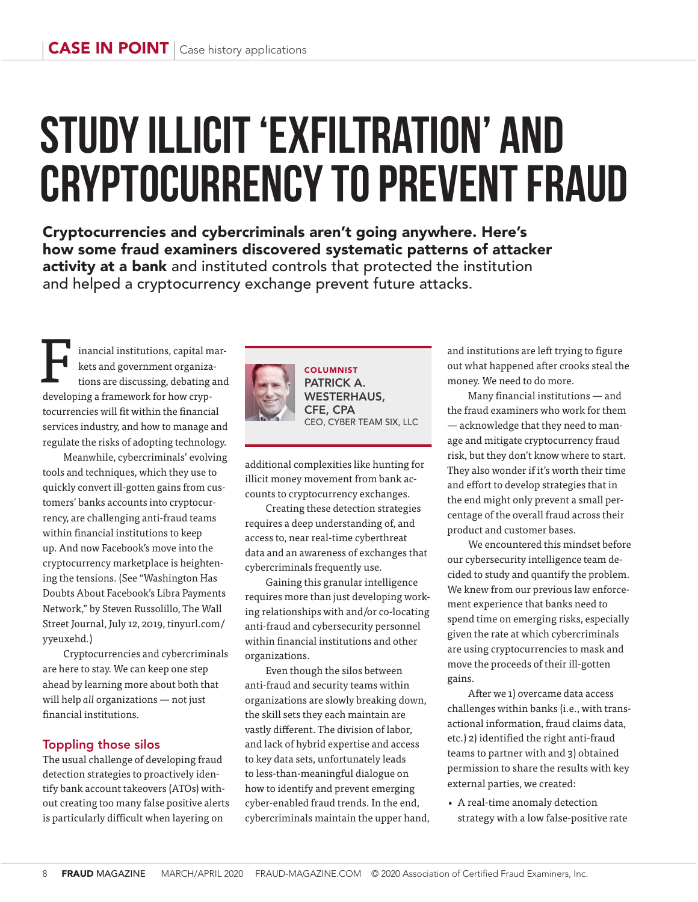# STUDY ILLICIT 'EXFILTRATION' AND CRYPTOCURRENCY TO PREVENT FRAUD

**Cryptocurrencies and cybercriminals aren't going anywhere. Here's how some fraud examiners discovered systematic patterns of attacker activity at a bank** and instituted controls that protected the institution and helped a cryptocurrency exchange prevent future attacks.

**COLUMNIST**
**PATRICK A. WESTERHAUS, CFE, CPA**
CEO, CYBER TEAM SIX, LLC

Financial institutions, capital markets and government organizations are discussing, debating and developing a framework for how cryptocurrencies will fit within the financial services industry, and how to manage and regulate the risks of adopting technology.

Meanwhile, cybercriminals' evolving tools and techniques, which they use to quickly convert ill-gotten gains from customers' banks accounts into cryptocurrency, are challenging anti-fraud teams within financial institutions to keep up. And now Facebook's move into the cryptocurrency marketplace is heightening the tensions. (See "Washington Has Doubts About Facebook's Libra Payments Network," by Steven Russolillo, The Wall Street Journal, July 12, 2019, tinyurl.com/yyeuxehd.)

Cryptocurrencies and cybercriminals are here to stay. We can keep one step ahead by learning more about both that will help *all* organizations — not just financial institutions.

## Toppling those silos

The usual challenge of developing fraud detection strategies to proactively identify bank account takeovers (ATOs) without creating too many false positive alerts is particularly difficult when layering on additional complexities like hunting for illicit money movement from bank accounts to cryptocurrency exchanges.

Creating these detection strategies requires a deep understanding of, and access to, near real-time cyberthreat data and an awareness of exchanges that cybercriminals frequently use.

Gaining this granular intelligence requires more than just developing working relationships with and/or co-locating anti-fraud and cybersecurity personnel within financial institutions and other organizations.

Even though the silos between anti-fraud and security teams within organizations are slowly breaking down, the skill sets they each maintain are vastly different. The division of labor, and lack of hybrid expertise and access to key data sets, unfortunately leads to less-than-meaningful dialogue on how to identify and prevent emerging cyber-enabled fraud trends. In the end, cybercriminals maintain the upper hand, and institutions are left trying to figure out what happened after crooks steal the money. We need to do more.

Many financial institutions — and the fraud examiners who work for them — acknowledge that they need to manage and mitigate cryptocurrency fraud risk, but they don't know where to start. They also wonder if it's worth their time and effort to develop strategies that in the end might only prevent a small percentage of the overall fraud across their product and customer bases.

We encountered this mindset before our cybersecurity intelligence team decided to study and quantify the problem. We knew from our previous law enforcement experience that banks need to spend time on emerging risks, especially given the rate at which cybercriminals are using cryptocurrencies to mask and move the proceeds of their ill-gotten gains.

After we 1) overcame data access challenges within banks (i.e., with transactional information, fraud claims data, etc.) 2) identified the right anti-fraud teams to partner with and 3) obtained permission to share the results with key external parties, we created:

- A real-time anomaly detection strategy with a low false-positive rate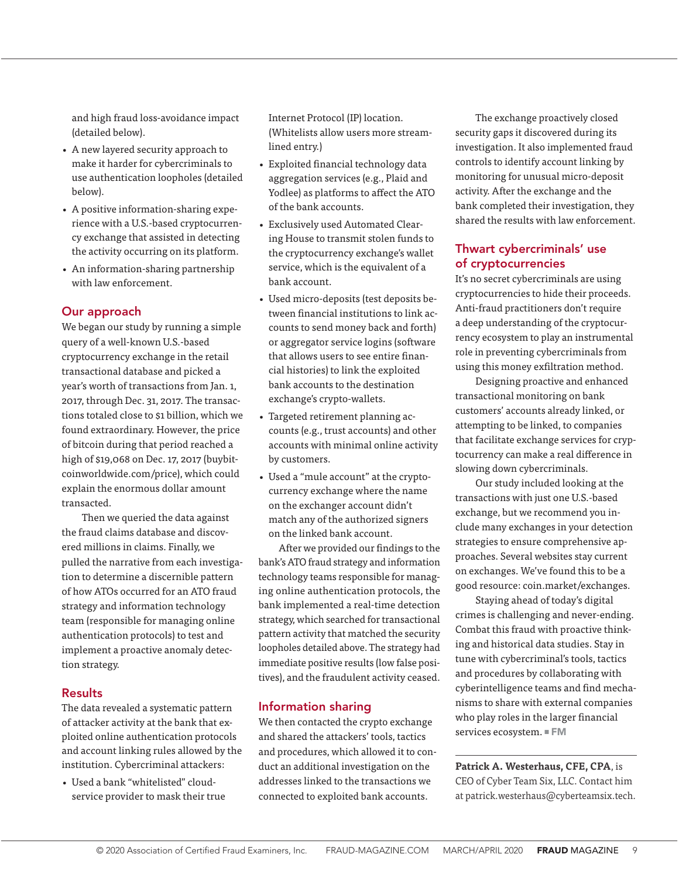and high fraud loss-avoidance impact (detailed below).

- A new layered security approach to make it harder for cybercriminals to use authentication loopholes (detailed below).
- A positive information-sharing experience with a U.S.-based cryptocurrency exchange that assisted in detecting the activity occurring on its platform.
- An information-sharing partnership with law enforcement.

## Our approach

We began our study by running a simple query of a well-known U.S.-based cryptocurrency exchange in the retail transactional database and picked a year's worth of transactions from Jan. 1, 2017, through Dec. 31, 2017. The transactions totaled close to $1 billion, which we found extraordinary. However, the price of bitcoin during that period reached a high of $19,068 on Dec. 17, 2017 (buybitcoinworldwide.com/price), which could explain the enormous dollar amount transacted.

Then we queried the data against the fraud claims database and discovered millions in claims. Finally, we pulled the narrative from each investigation to determine a discernible pattern of how ATOs occurred for an ATO fraud strategy and information technology team (responsible for managing online authentication protocols) to test and implement a proactive anomaly detection strategy.

## Results

The data revealed a systematic pattern of attacker activity at the bank that exploited online authentication protocols and account linking rules allowed by the institution. Cybercriminal attackers:

- Used a bank "whitelisted" cloud-service provider to mask their true Internet Protocol (IP) location. (Whitelists allow users more streamlined entry.)
- Exploited financial technology data aggregation services (e.g., Plaid and Yodlee) as platforms to affect the ATO of the bank accounts.
- Exclusively used Automated Clearing House to transmit stolen funds to the cryptocurrency exchange's wallet service, which is the equivalent of a bank account.
- Used micro-deposits (test deposits between financial institutions to link accounts to send money back and forth) or aggregator service logins (software that allows users to see entire financial histories) to link the exploited bank accounts to the destination exchange's crypto-wallets.
- Targeted retirement planning accounts (e.g., trust accounts) and other accounts with minimal online activity by customers.
- Used a "mule account" at the cryptocurrency exchange where the name on the exchanger account didn't match any of the authorized signers on the linked bank account.

After we provided our findings to the bank's ATO fraud strategy and information technology teams responsible for managing online authentication protocols, the bank implemented a real-time detection strategy, which searched for transactional pattern activity that matched the security loopholes detailed above. The strategy had immediate positive results (low false positives), and the fraudulent activity ceased.

## Information sharing

We then contacted the crypto exchange and shared the attackers' tools, tactics and procedures, which allowed it to conduct an additional investigation on the addresses linked to the transactions we connected to exploited bank accounts.

The exchange proactively closed security gaps it discovered during its investigation. It also implemented fraud controls to identify account linking by monitoring for unusual micro-deposit activity. After the exchange and the bank completed their investigation, they shared the results with law enforcement.

## Thwart cybercriminals' use of cryptocurrencies

It's no secret cybercriminals are using cryptocurrencies to hide their proceeds. Anti-fraud practitioners don't require a deep understanding of the cryptocurrency ecosystem to play an instrumental role in preventing cybercriminals from using this money exfiltration method.

Designing proactive and enhanced transactional monitoring on bank customers' accounts already linked, or attempting to be linked, to companies that facilitate exchange services for cryptocurrency can make a real difference in slowing down cybercriminals.

Our study included looking at the transactions with just one U.S.-based exchange, but we recommend you include many exchanges in your detection strategies to ensure comprehensive approaches. Several websites stay current on exchanges. We've found this to be a good resource: coin.market/exchanges.

Staying ahead of today's digital crimes is challenging and never-ending. Combat this fraud with proactive thinking and historical data studies. Stay in tune with cybercriminal's tools, tactics and procedures by collaborating with cyberintelligence teams and find mechanisms to share with external companies who play roles in the larger financial services ecosystem. ■ FM

---

**Patrick A. Westerhaus, CFE, CPA**, is CEO of Cyber Team Six, LLC. Contact him at patrick.westerhaus@cyberteamsix.tech.